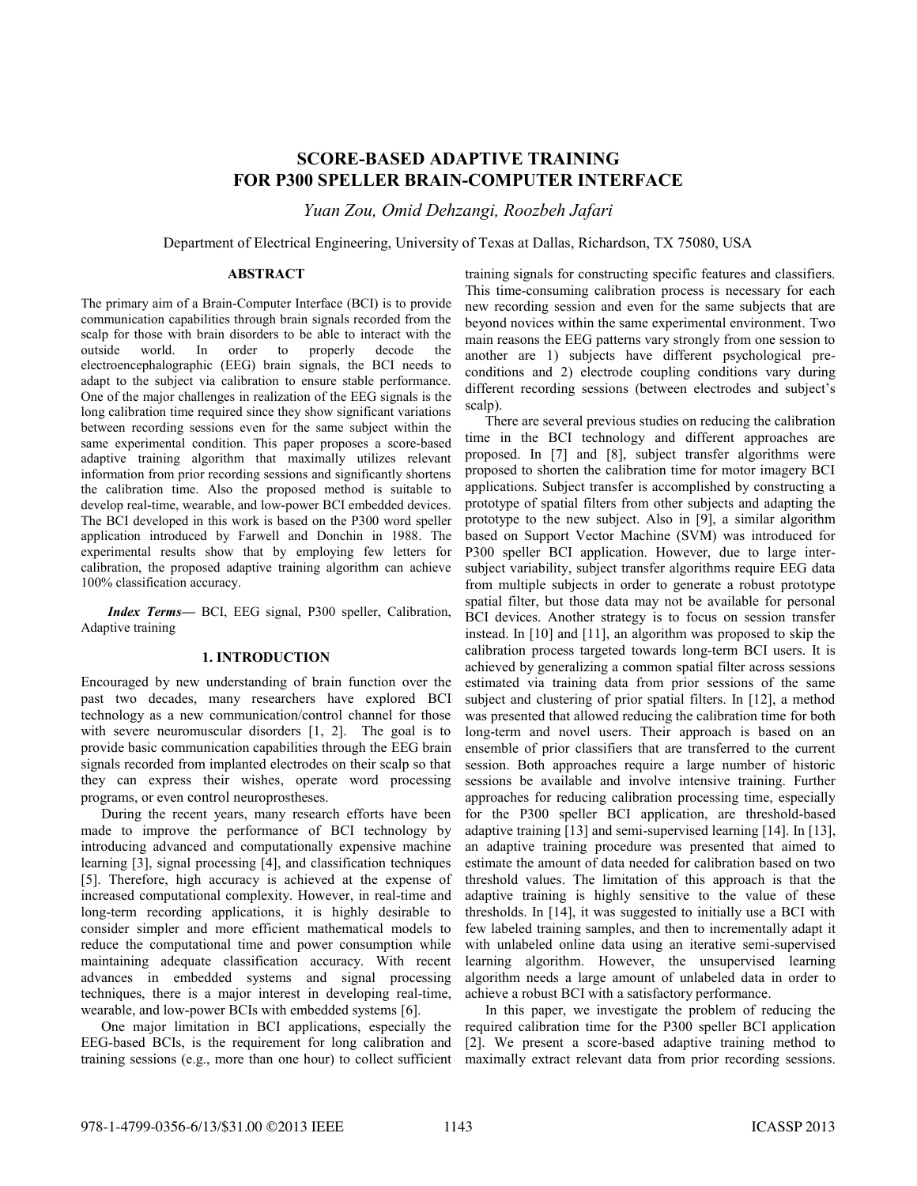# SCORE-BASED ADAPTIVE TRAINING FOR P300 SPELLER BRAIN-COMPUTER INTERFACE

*Yuan Zou, Omid Dehzangi, Roozbeh Jafari*

Department of Electrical Engineering, University of Texas at Dallas, Richardson, TX 75080, USA

## ABSTRACT

The primary aim of a Brain-Computer Interface (BCI) is to provide communication capabilities through brain signals recorded from the scalp for those with brain disorders to be able to interact with the outside world. In order to properly decode the electroencephalographic (EEG) brain signals, the BCI needs to adapt to the subject via calibration to ensure stable performance. One of the major challenges in realization of the EEG signals is the long calibration time required since they show significant variations between recording sessions even for the same subject within the same experimental condition. This paper proposes a score-based adaptive training algorithm that maximally utilizes relevant information from prior recording sessions and significantly shortens the calibration time. Also the proposed method is suitable to develop real-time, wearable, and low-power BCI embedded devices. The BCI developed in this work is based on the P300 word speller application introduced by Farwell and Donchin in 1988. The experimental results show that by employing few letters for calibration, the proposed adaptive training algorithm can achieve 100% classification accuracy.

***Index Terms***— BCI, EEG signal, P300 speller, Calibration, Adaptive training

## 1. INTRODUCTION

Encouraged by new understanding of brain function over the past two decades, many researchers have explored BCI technology as a new communication/control channel for those with severe neuromuscular disorders [1, 2]. The goal is to provide basic communication capabilities through the EEG brain signals recorded from implanted electrodes on their scalp so that they can express their wishes, operate word processing programs, or even control neuroprostheses.

During the recent years, many research efforts have been made to improve the performance of BCI technology by introducing advanced and computationally expensive machine learning [3], signal processing [4], and classification techniques [5]. Therefore, high accuracy is achieved at the expense of increased computational complexity. However, in real-time and long-term recording applications, it is highly desirable to consider simpler and more efficient mathematical models to reduce the computational time and power consumption while maintaining adequate classification accuracy. With recent advances in embedded systems and signal processing techniques, there is a major interest in developing real-time, wearable, and low-power BCIs with embedded systems [6].

One major limitation in BCI applications, especially the EEG-based BCIs, is the requirement for long calibration and training sessions (e.g., more than one hour) to collect sufficient training signals for constructing specific features and classifiers. This time-consuming calibration process is necessary for each new recording session and even for the same subjects that are beyond novices within the same experimental environment. Two main reasons the EEG patterns vary strongly from one session to another are 1) subjects have different psychological pre-conditions and 2) electrode coupling conditions vary during different recording sessions (between electrodes and subject's scalp).

There are several previous studies on reducing the calibration time in the BCI technology and different approaches are proposed. In [7] and [8], subject transfer algorithms were proposed to shorten the calibration time for motor imagery BCI applications. Subject transfer is accomplished by constructing a prototype of spatial filters from other subjects and adapting the prototype to the new subject. Also in [9], a similar algorithm based on Support Vector Machine (SVM) was introduced for P300 speller BCI application. However, due to large inter-subject variability, subject transfer algorithms require EEG data from multiple subjects in order to generate a robust prototype spatial filter, but those data may not be available for personal BCI devices. Another strategy is to focus on session transfer instead. In [10] and [11], an algorithm was proposed to skip the calibration process targeted towards long-term BCI users. It is achieved by generalizing a common spatial filter across sessions estimated via training data from prior sessions of the same subject and clustering of prior spatial filters. In [12], a method was presented that allowed reducing the calibration time for both long-term and novel users. Their approach is based on an ensemble of prior classifiers that are transferred to the current session. Both approaches require a large number of historic sessions be available and involve intensive training. Further approaches for reducing calibration processing time, especially for the P300 speller BCI application, are threshold-based adaptive training [13] and semi-supervised learning [14]. In [13], an adaptive training procedure was presented that aimed to estimate the amount of data needed for calibration based on two threshold values. The limitation of this approach is that the adaptive training is highly sensitive to the value of these thresholds. In [14], it was suggested to initially use a BCI with few labeled training samples, and then to incrementally adapt it with unlabeled online data using an iterative semi-supervised learning algorithm. However, the unsupervised learning algorithm needs a large amount of unlabeled data in order to achieve a robust BCI with a satisfactory performance.

In this paper, we investigate the problem of reducing the required calibration time for the P300 speller BCI application [2]. We present a score-based adaptive training method to maximally extract relevant data from prior recording sessions.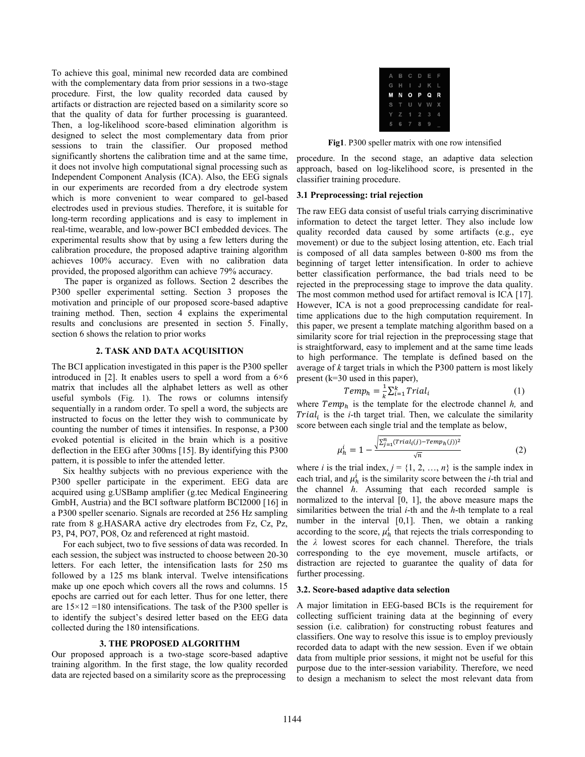To achieve this goal, minimal new recorded data are combined with the complementary data from prior sessions in a two-stage procedure. First, the low quality recorded data caused by artifacts or distraction are rejected based on a similarity score so that the quality of data for further processing is guaranteed. Then, a log-likelihood score-based elimination algorithm is designed to select the most complementary data from prior sessions to train the classifier. Our proposed method significantly shortens the calibration time and at the same time, it does not involve high computational signal processing such as Independent Component Analysis (ICA). Also, the EEG signals in our experiments are recorded from a dry electrode system which is more convenient to wear compared to gel-based electrodes used in previous studies. Therefore, it is suitable for long-term recording applications and is easy to implement in real-time, wearable, and low-power BCI embedded devices. The experimental results show that by using a few letters during the calibration procedure, the proposed adaptive training algorithm achieves 100% accuracy. Even with no calibration data provided, the proposed algorithm can achieve 79% accuracy.

The paper is organized as follows. Section 2 describes the P300 speller experimental setting. Section 3 proposes the motivation and principle of our proposed score-based adaptive training method. Then, section 4 explains the experimental results and conclusions are presented in section 5. Finally, section 6 shows the relation to prior works

## 2. TASK AND DATA ACQUISITION

The BCI application investigated in this paper is the P300 speller introduced in [2]. It enables users to spell a word from a 6×6 matrix that includes all the alphabet letters as well as other useful symbols (Fig. 1). The rows or columns intensify sequentially in a random order. To spell a word, the subjects are instructed to focus on the letter they wish to communicate by counting the number of times it intensifies. In response, a P300 evoked potential is elicited in the brain which is a positive deflection in the EEG after 300ms [15]. By identifying this P300 pattern, it is possible to infer the attended letter.

Six healthy subjects with no previous experience with the P300 speller participate in the experiment. EEG data are acquired using g.USBamp amplifier (g.tec Medical Engineering GmbH, Austria) and the BCI software platform BCI2000 [16] in a P300 speller scenario. Signals are recorded at 256 Hz sampling rate from 8 g.HASARA active dry electrodes from Fz, Cz, Pz, P3, P4, PO7, PO8, Oz and referenced at right mastoid.

For each subject, two to five sessions of data was recorded. In each session, the subject was instructed to choose between 20-30 letters. For each letter, the intensification lasts for 250 ms followed by a 125 ms blank interval. Twelve intensifications make up one epoch which covers all the rows and columns. 15 epochs are carried out for each letter. Thus for one letter, there are 15×12 =180 intensifications. The task of the P300 speller is to identify the subject's desired letter based on the EEG data collected during the 180 intensifications.

## 3. THE PROPOSED ALGORITHM

Our proposed approach is a two-stage score-based adaptive training algorithm. In the first stage, the low quality recorded data are rejected based on a similarity score as the preprocessing

| A | B | C | D | E | F |
|---|---|---|---|---|---|
| G | H | I | J | K | L |
| M | N | O | P | Q | R |
| S | T | U | V | W | X |
| Y | Z | 1 | 2 | 3 | 4 |
| 5 | 6 | 7 | 8 | 9 | _ |

**Fig1**. P300 speller matrix with one row intensified

procedure. In the second stage, an adaptive data selection approach, based on log-likelihood score, is presented in the classifier training procedure.

### 3.1 Preprocessing: trial rejection

The raw EEG data consist of useful trials carrying discriminative information to detect the target letter. They also include low quality recorded data caused by some artifacts (e.g., eye movement) or due to the subject losing attention, etc. Each trial is composed of all data samples between 0-800 ms from the beginning of target letter intensification. In order to achieve better classification performance, the bad trials need to be rejected in the preprocessing stage to improve the data quality. The most common method used for artifact removal is ICA [17]. However, ICA is not a good preprocessing candidate for real-time applications due to the high computation requirement. In this paper, we present a template matching algorithm based on a similarity score for trial rejection in the preprocessing stage that is straightforward, easy to implement and at the same time leads to high performance. The template is defined based on the average of *k* target trials in which the P300 pattern is most likely present (k=30 used in this paper),

$$Temp_h = \frac{1}{k}\sum_{i=1}^{k} Trial_i \quad (1)$$

where $Temp_h$ is the template for the electrode channel *h,* and $Trial_i$ is the *i*-th target trial. Then, we calculate the similarity score between each single trial and the template as below,

$$\mu_h^i = 1 - \frac{\sqrt{\sum_{j=1}^{n}(Trial_i(j) - Temp_h(j))^2}}{\sqrt{n}} \quad (2)$$

where *i* is the trial index, $j = \{1, 2, \ldots, n\}$ is the sample index in each trial, and $\mu_h^i$ is the similarity score between the *i*-th trial and the channel *h*. Assuming that each recorded sample is normalized to the interval [0, 1], the above measure maps the similarities between the trial *i*-th and the *h*-th template to a real number in the interval [0,1]. Then, we obtain a ranking according to the score, $\mu_h^i$ that rejects the trials corresponding to the $\lambda$ lowest scores for each channel. Therefore, the trials corresponding to the eye movement, muscle artifacts, or distraction are rejected to guarantee the quality of data for further processing.

### 3.2. Score-based adaptive data selection

A major limitation in EEG-based BCIs is the requirement for collecting sufficient training data at the beginning of every session (i.e. calibration) for constructing robust features and classifiers. One way to resolve this issue is to employ previously recorded data to adapt with the new session. Even if we obtain data from multiple prior sessions, it might not be useful for this purpose due to the inter-session variability. Therefore, we need to design a mechanism to select the most relevant data from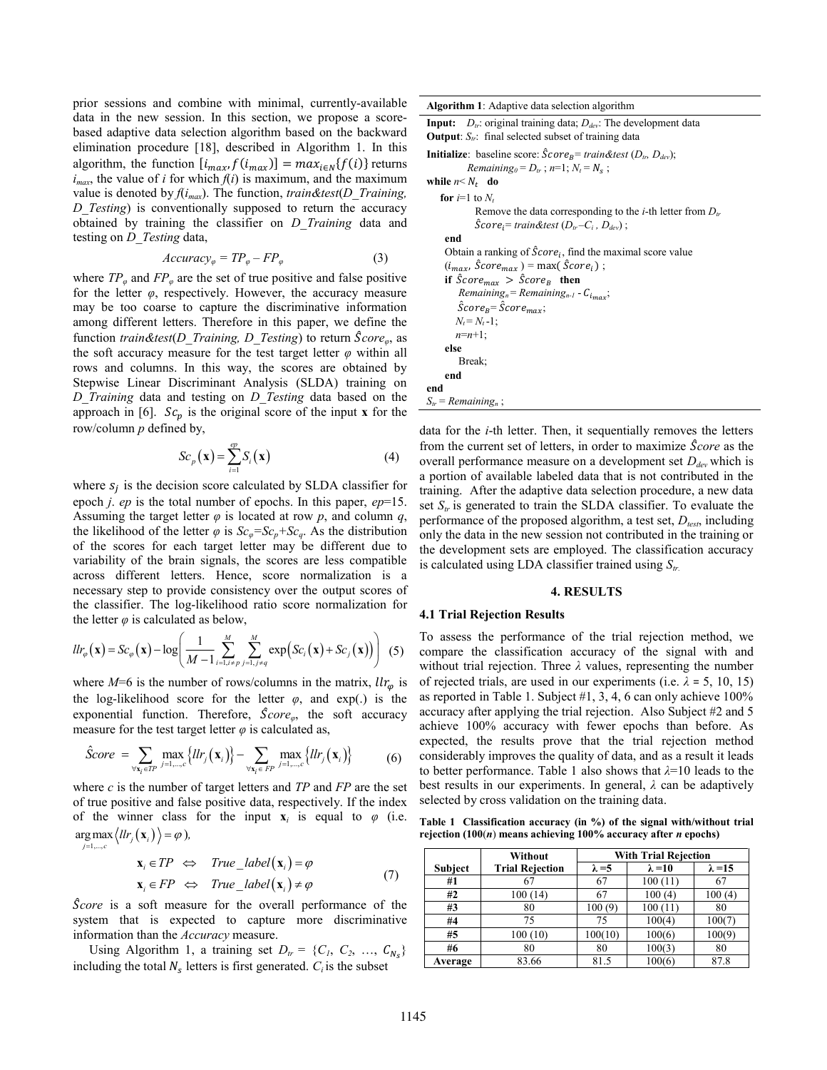prior sessions and combine with minimal, currently-available data in the new session. In this section, we propose a score-based adaptive data selection algorithm based on the backward elimination procedure [18], described in Algorithm 1. In this algorithm, the function $[i_{max}, f(i_{max})] = max_{i \in N}\{f(i)\}$ returns $i_{max}$, the value of $i$ for which $f(i)$ is maximum, and the maximum value is denoted by $f(i_{max})$. The function, *train&test*(*D_Training, D_Testing*) is conventionally supposed to return the accuracy obtained by training the classifier on *D_Training* data and testing on *D_Testing* data,

$$Accuracy_\varphi = TP_\varphi - FP_\varphi \tag{3}$$

where $TP_\varphi$ and $FP_\varphi$ are the set of true positive and false positive for the letter $\varphi$, respectively. However, the accuracy measure may be too coarse to capture the discriminative information among different letters. Therefore in this paper, we define the function *train&test*(*D_Training, D_Testing*) to return $\hat{S}core_\varphi$, as the soft accuracy measure for the test target letter $\varphi$ within all rows and columns. In this way, the scores are obtained by Stepwise Linear Discriminant Analysis (SLDA) training on *D_Training* data and testing on *D_Testing* data based on the approach in [6]. $Sc_p$ is the original score of the input $\mathbf{x}$ for the row/column $p$ defined by,

$$Sc_p(\mathbf{x}) = \sum_{i=1}^{ep} S_i(\mathbf{x}) \tag{4}$$

where $s_j$ is the decision score calculated by SLDA classifier for epoch $j$. $ep$ is the total number of epochs. In this paper, $ep$=15. Assuming the target letter $\varphi$ is located at row $p$, and column $q$, the likelihood of the letter $\varphi$ is $Sc_\varphi = Sc_p + Sc_q$. As the distribution of the scores for each target letter may be different due to variability of the brain signals, the scores are less compatible across different letters. Hence, score normalization is a necessary step to provide consistency over the output scores of the classifier. The log-likelihood ratio score normalization for the letter $\varphi$ is calculated as below,

$$llr_\varphi(\mathbf{x}) = Sc_\varphi(\mathbf{x}) - \log\left(\frac{1}{M-1}\sum_{i=1, i\neq p}^{M}\sum_{j=1, j\neq q}^{M}\exp\left(Sc_i(\mathbf{x}) + Sc_j(\mathbf{x})\right)\right) \tag{5}$$

where $M$=6 is the number of rows/columns in the matrix, $llr_\varphi$ is the log-likelihood score for the letter $\varphi$, and exp(.) is the exponential function. Therefore, $\hat{S}core_\varphi$, the soft accuracy measure for the test target letter $\varphi$ is calculated as,

$$\hat{S}core = \sum_{\forall \mathbf{x}_i \in TP} \max_{j=1,\ldots,c}\left\{llr_j(\mathbf{x}_i)\right\} - \sum_{\forall \mathbf{x}_i \in FP} \max_{j=1,\ldots,c}\left\{llr_j(\mathbf{x}_i)\right\} \tag{6}$$

where $c$ is the number of target letters and $TP$ and $FP$ are the set of true positive and false positive data, respectively. If the index of the winner class for the input $\mathbf{x}_i$ is equal to $\varphi$ (i.e. $\arg\max_{j=1,\ldots,c}\langle llr_j(\mathbf{x}_i)\rangle = \varphi$),

$$\begin{aligned} \mathbf{x}_i \in TP \quad &\Leftrightarrow \quad True\_label(\mathbf{x}_i) = \varphi \\ \mathbf{x}_i \in FP \quad &\Leftrightarrow \quad True\_label(\mathbf{x}_i) \neq \varphi \end{aligned} \tag{7}$$

$\hat{S}core$ is a soft measure for the overall performance of the system that is expected to capture more discriminative information than the *Accuracy* measure.

Using Algorithm 1, a training set $D_{tr} = \{C_1, C_2, \ldots, C_{N_s}\}$ including the total $N_s$ letters is first generated. $C_i$ is the subset data for the $i$-th letter. Then, it sequentially removes the letters from the current set of letters, in order to maximize $\hat{S}core$ as the overall performance measure on a development set $D_{dev}$ which is a portion of available labeled data that is not contributed in the training. After the adaptive data selection procedure, a new data set $S_{tr}$ is generated to train the SLDA classifier. To evaluate the performance of the proposed algorithm, a test set, $D_{test}$, including only the data in the new session not contributed in the training or the development sets are employed. The classification accuracy is calculated using LDA classifier trained using $S_{tr}$.

```
Algorithm 1: Adaptive data selection algorithm
Input:  D_tr: original training data; D_dev: The development data
Output: S_tr: final selected subset of training data
Initialize: baseline score: Ŝcore_B = train&test (D_tr, D_dev);
            Remaining_0 = D_tr ; n=1; N_t = N_s ;
while n < N_t  do
   for i=1 to N_t
        Remove the data corresponding to the i-th letter from D_tr
        Ŝcore_i = train&test (D_tr – C_i , D_dev) ;
   end
   Obtain a ranking of Ŝcore_i, find the maximal score value
   (i_max, Ŝcore_max ) = max( Ŝcore_i ) ;
   if Ŝcore_max > Ŝcore_B  then
       Remaining_n = Remaining_n-1 - C_imax;
       Ŝcore_B = Ŝcore_max;
       N_t = N_t -1;
       n=n+1;
   else
       Break;
   end
end
S_tr = Remaining_n ;
```

## 4. RESULTS

### 4.1 Trial Rejection Results

To assess the performance of the trial rejection method, we compare the classification accuracy of the signal with and without trial rejection. Three $\lambda$ values, representing the number of rejected trials, are used in our experiments (i.e. $\lambda$ = 5, 10, 15) as reported in Table 1. Subject #1, 3, 4, 6 can only achieve 100% accuracy after applying the trial rejection. Also Subject #2 and 5 achieve 100% accuracy with fewer epochs than before. As expected, the results prove that the trial rejection method considerably improves the quality of data, and as a result it leads to better performance. Table 1 also shows that $\lambda$=10 leads to the best results in our experiments. In general, $\lambda$ can be adaptively selected by cross validation on the training data.

**Table 1 Classification accuracy (in %) of the signal with/without trial rejection (100(*n*) means achieving 100% accuracy after *n* epochs)**

| Subject | Without Trial Rejection | With Trial Rejection | | |
|---|---|---|---|---|
| | | $\lambda$ =5 | $\lambda$ =10 | $\lambda$ =15 |
| #1 | 67 | 67 | 100 (11) | 67 |
| #2 | 100 (14) | 67 | 100 (4) | 100 (4) |
| #3 | 80 | 100 (9) | 100 (11) | 80 |
| #4 | 75 | 75 | 100(4) | 100(7) |
| #5 | 100 (10) | 100(10) | 100(6) | 100(9) |
| #6 | 80 | 80 | 100(3) | 80 |
| Average | 83.66 | 81.5 | 100(6) | 87.8 |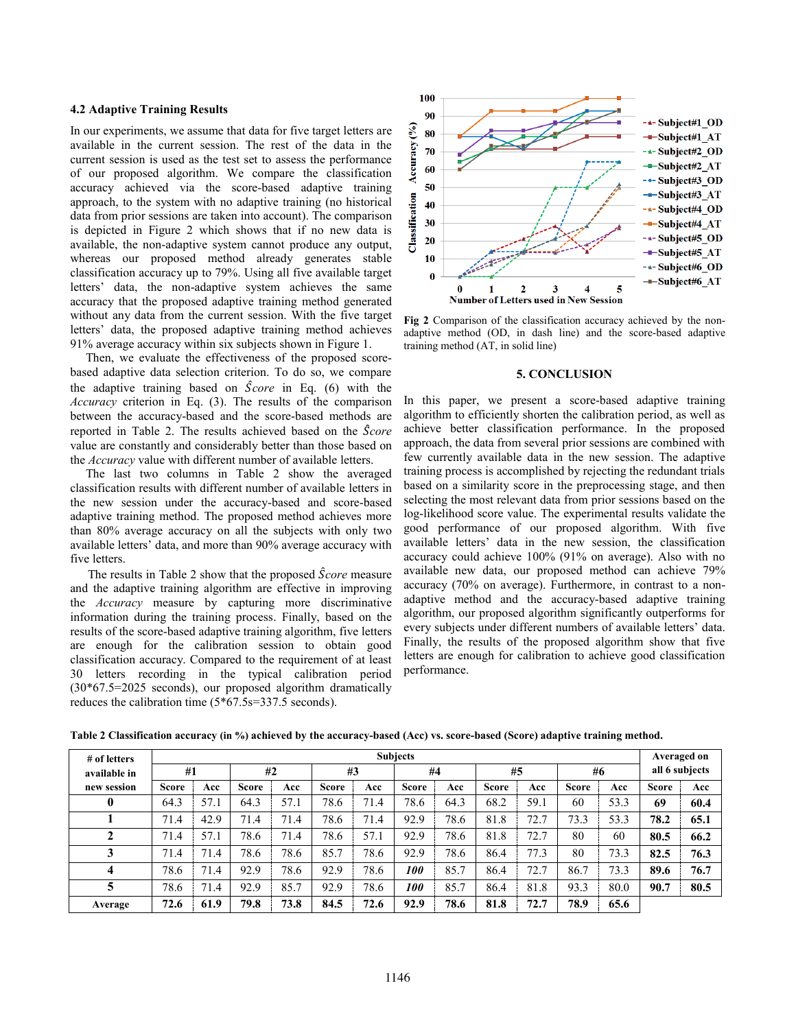### 4.2 Adaptive Training Results

In our experiments, we assume that data for five target letters are available in the current session. The rest of the data in the current session is used as the test set to assess the performance of our proposed algorithm. We compare the classification accuracy achieved via the score-based adaptive training approach, to the system with no adaptive training (no historical data from prior sessions are taken into account). The comparison is depicted in Figure 2 which shows that if no new data is available, the non-adaptive system cannot produce any output, whereas our proposed method already generates stable classification accuracy up to 79%. Using all five available target letters' data, the non-adaptive system achieves the same accuracy that the proposed adaptive training method generated without any data from the current session. With the five target letters' data, the proposed adaptive training method achieves 91% average accuracy within six subjects shown in Figure 1.

Then, we evaluate the effectiveness of the proposed score-based adaptive data selection criterion. To do so, we compare the adaptive training based on $\hat{S}core$ in Eq. (6) with the *Accuracy* criterion in Eq. (3). The results of the comparison between the accuracy-based and the score-based methods are reported in Table 2. The results achieved based on the $\hat{S}core$ value are constantly and considerably better than those based on the *Accuracy* value with different number of available letters.

The last two columns in Table 2 show the averaged classification results with different number of available letters in the new session under the accuracy-based and score-based adaptive training method. The proposed method achieves more than 80% average accuracy on all the subjects with only two available letters' data, and more than 90% average accuracy with five letters.

The results in Table 2 show that the proposed $\hat{S}core$ measure and the adaptive training algorithm are effective in improving the *Accuracy* measure by capturing more discriminative information during the training process. Finally, based on the results of the score-based adaptive training algorithm, five letters are enough for the calibration session to obtain good classification accuracy. Compared to the requirement of at least 30 letters recording in the typical calibration period (30*67.5=2025 seconds), our proposed algorithm dramatically reduces the calibration time (5*67.5s=337.5 seconds).

**Fig 2** Comparison of the classification accuracy achieved by the non-adaptive method (OD, in dash line) and the score-based adaptive training method (AT, in solid line)

### 5. CONCLUSION

In this paper, we present a score-based adaptive training algorithm to efficiently shorten the calibration period, as well as achieve better classification performance. In the proposed approach, the data from several prior sessions are combined with few currently available data in the new session. The adaptive training process is accomplished by rejecting the redundant trials based on a similarity score in the preprocessing stage, and then selecting the most relevant data from prior sessions based on the log-likelihood score value. The experimental results validate the good performance of our proposed algorithm. With five available letters' data in the new session, the classification accuracy could achieve 100% (91% on average). Also with no available new data, our proposed method can achieve 79% accuracy (70% on average). Furthermore, in contrast to a non-adaptive method and the accuracy-based adaptive training algorithm, our proposed algorithm significantly outperforms for every subjects under different numbers of available letters' data. Finally, the results of the proposed algorithm show that five letters are enough for calibration to achieve good classification performance.

**Table 2 Classification accuracy (in %) achieved by the accuracy-based (Acc) vs. score-based (Score) adaptive training method.**

| # of letters available in new session | Subjects | | | | | | | | | | | | Averaged on all 6 subjects | |
|---|---|---|---|---|---|---|---|---|---|---|---|---|---|---|
| | #1 | | #2 | | #3 | | #4 | | #5 | | #6 | | | |
| | Score | Acc | Score | Acc | Score | Acc | Score | Acc | Score | Acc | Score | Acc | Score | Acc |
| **0** | 64.3 | 57.1 | 64.3 | 57.1 | 78.6 | 71.4 | 78.6 | 64.3 | 68.2 | 59.1 | 60 | 53.3 | **69** | **60.4** |
| **1** | 71.4 | 42.9 | 71.4 | 71.4 | 78.6 | 71.4 | 92.9 | 78.6 | 81.8 | 72.7 | 73.3 | 53.3 | **78.2** | **65.1** |
| **2** | 71.4 | 57.1 | 78.6 | 71.4 | 78.6 | 57.1 | 92.9 | 78.6 | 81.8 | 72.7 | 80 | 60 | **80.5** | **66.2** |
| **3** | 71.4 | 71.4 | 78.6 | 78.6 | 85.7 | 78.6 | 92.9 | 78.6 | 86.4 | 77.3 | 80 | 73.3 | **82.5** | **76.3** |
| **4** | 78.6 | 71.4 | 92.9 | 78.6 | 92.9 | 78.6 | ***100*** | 85.7 | 86.4 | 72.7 | 86.7 | 73.3 | **89.6** | **76.7** |
| **5** | 78.6 | 71.4 | 92.9 | 85.7 | 92.9 | 78.6 | ***100*** | 85.7 | 86.4 | 81.8 | 93.3 | 80.0 | **90.7** | **80.5** |
| **Average** | **72.6** | **61.9** | **79.8** | **73.8** | **84.5** | **72.6** | **92.9** | **78.6** | **81.8** | **72.7** | **78.9** | **65.6** | | |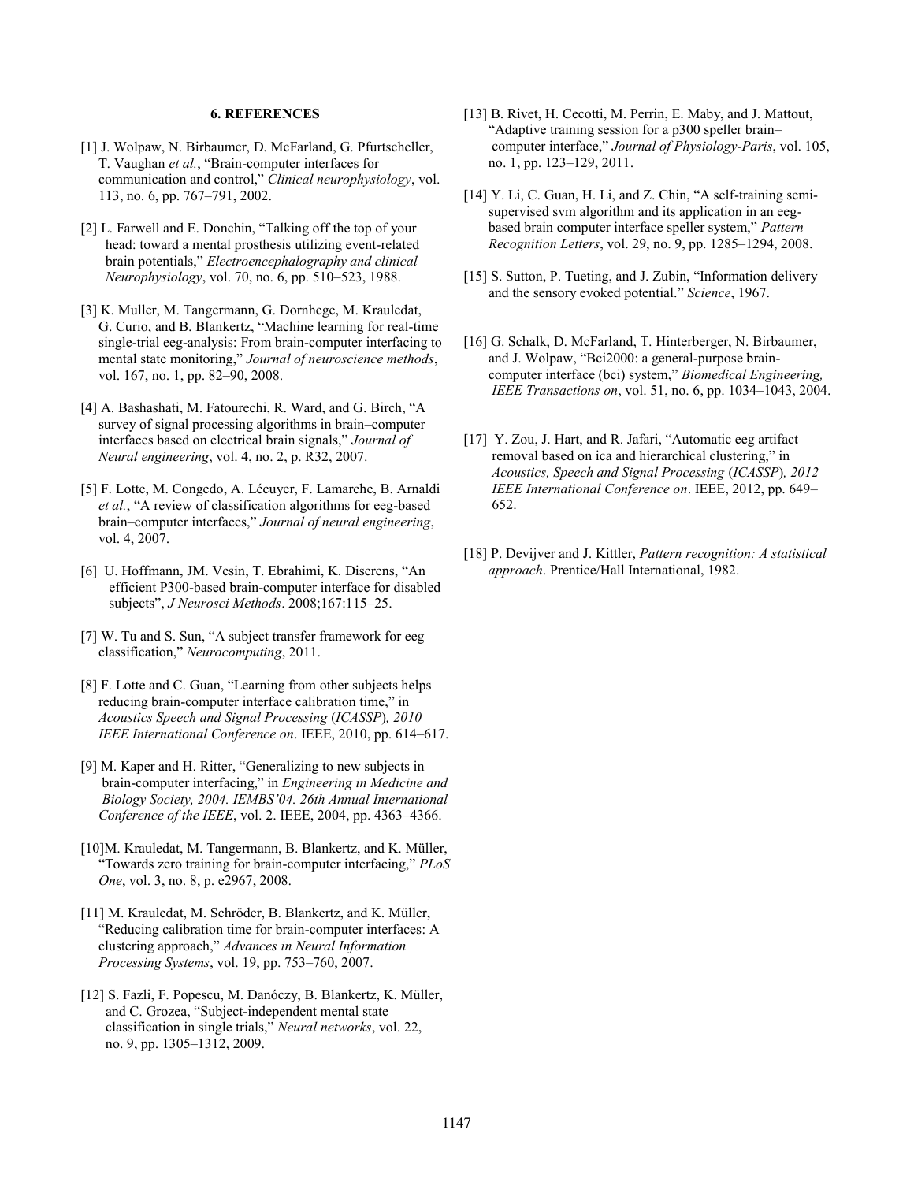### 6. REFERENCES

[1] J. Wolpaw, N. Birbaumer, D. McFarland, G. Pfurtscheller, T. Vaughan *et al.*, "Brain-computer interfaces for communication and control," *Clinical neurophysiology*, vol. 113, no. 6, pp. 767–791, 2002.

[2] L. Farwell and E. Donchin, "Talking off the top of your head: toward a mental prosthesis utilizing event-related brain potentials," *Electroencephalography and clinical Neurophysiology*, vol. 70, no. 6, pp. 510–523, 1988.

[3] K. Muller, M. Tangermann, G. Dornhege, M. Krauledat, G. Curio, and B. Blankertz, "Machine learning for real-time single-trial eeg-analysis: From brain-computer interfacing to mental state monitoring," *Journal of neuroscience methods*, vol. 167, no. 1, pp. 82–90, 2008.

[4] A. Bashashati, M. Fatourechi, R. Ward, and G. Birch, "A survey of signal processing algorithms in brain–computer interfaces based on electrical brain signals," *Journal of Neural engineering*, vol. 4, no. 2, p. R32, 2007.

[5] F. Lotte, M. Congedo, A. Lécuyer, F. Lamarche, B. Arnaldi *et al.*, "A review of classification algorithms for eeg-based brain–computer interfaces," *Journal of neural engineering*, vol. 4, 2007.

[6] U. Hoffmann, JM. Vesin, T. Ebrahimi, K. Diserens, "An efficient P300-based brain-computer interface for disabled subjects", *J Neurosci Methods*. 2008;167:115–25.

[7] W. Tu and S. Sun, "A subject transfer framework for eeg classification," *Neurocomputing*, 2011.

[8] F. Lotte and C. Guan, "Learning from other subjects helps reducing brain-computer interface calibration time," in *Acoustics Speech and Signal Processing* (*ICASSP*)*, 2010 IEEE International Conference on*. IEEE, 2010, pp. 614–617.

[9] M. Kaper and H. Ritter, "Generalizing to new subjects in brain-computer interfacing," in *Engineering in Medicine and Biology Society, 2004. IEMBS'04. 26th Annual International Conference of the IEEE*, vol. 2. IEEE, 2004, pp. 4363–4366.

[10] M. Krauledat, M. Tangermann, B. Blankertz, and K. Müller, "Towards zero training for brain-computer interfacing," *PLoS One*, vol. 3, no. 8, p. e2967, 2008.

[11] M. Krauledat, M. Schröder, B. Blankertz, and K. Müller, "Reducing calibration time for brain-computer interfaces: A clustering approach," *Advances in Neural Information Processing Systems*, vol. 19, pp. 753–760, 2007.

[12] S. Fazli, F. Popescu, M. Danóczy, B. Blankertz, K. Müller, and C. Grozea, "Subject-independent mental state classification in single trials," *Neural networks*, vol. 22, no. 9, pp. 1305–1312, 2009.

[13] B. Rivet, H. Cecotti, M. Perrin, E. Maby, and J. Mattout, "Adaptive training session for a p300 speller brain–computer interface," *Journal of Physiology-Paris*, vol. 105, no. 1, pp. 123–129, 2011.

[14] Y. Li, C. Guan, H. Li, and Z. Chin, "A self-training semi-supervised svm algorithm and its application in an eeg-based brain computer interface speller system," *Pattern Recognition Letters*, vol. 29, no. 9, pp. 1285–1294, 2008.

[15] S. Sutton, P. Tueting, and J. Zubin, "Information delivery and the sensory evoked potential." *Science*, 1967.

[16] G. Schalk, D. McFarland, T. Hinterberger, N. Birbaumer, and J. Wolpaw, "Bci2000: a general-purpose brain-computer interface (bci) system," *Biomedical Engineering, IEEE Transactions on*, vol. 51, no. 6, pp. 1034–1043, 2004.

[17] Y. Zou, J. Hart, and R. Jafari, "Automatic eeg artifact removal based on ica and hierarchical clustering," in *Acoustics, Speech and Signal Processing* (*ICASSP*)*, 2012 IEEE International Conference on*. IEEE, 2012, pp. 649–652.

[18] P. Devijver and J. Kittler, *Pattern recognition: A statistical approach*. Prentice/Hall International, 1982.